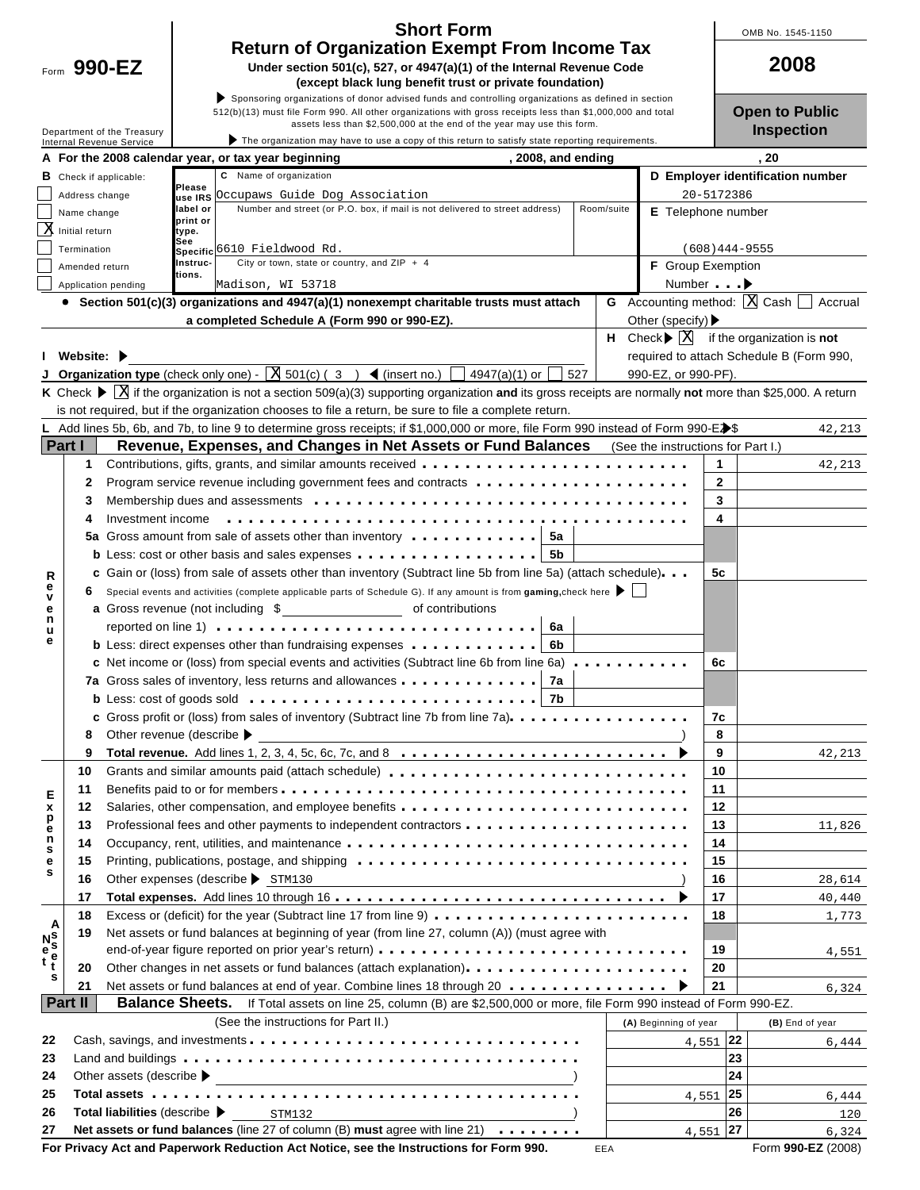Form **990-EZ**

Department of the Treasury
Internal Revenue Service

# Short Form
## Return of Organization Exempt From Income Tax

**Under section 501(c), 527, or 4947(a)(1) of the Internal Revenue Code (except black lung benefit trust or private foundation)**

▶ Sponsoring organizations of donor advised funds and controlling organizations as defined in section 512(b)(13) must file Form 990. All other organizations with gross receipts less than $1,000,000 and total assets less than $2,500,000 at the end of the year may use this form.

▶ The organization may have to use a copy of this return to satisfy state reporting requirements.

OMB No. 1545-1150

**2008**

**Open to Public Inspection**

**A For the 2008 calendar year, or tax year beginning , 2008, and ending , 20**

**B** Check if applicable:
- ☐ Address change
- ☐ Name change
- ☒ Initial return
- ☐ Termination
- ☐ Amended return
- ☐ Application pending

Please use IRS label or print or type. See Specific Instructions.

**C** Name of organization: Occupaws Guide Dog Association

Number and street (or P.O. box, if mail is not delivered to street address): 6610 Fieldwood Rd.   Room/suite:

City or town, state or country, and ZIP + 4: Madison, WI 53718

**D Employer identification number** 20-5172386

**E** Telephone number (608)444-9555

**F** Group Exemption Number ▶

• **Section 501(c)(3) organizations and 4947(a)(1) nonexempt charitable trusts must attach a completed Schedule A (Form 990 or 990-EZ).**

**G** Accounting method: ☒ Cash ☐ Accrual  Other (specify) ▶

**H** Check ▶ ☒ if the organization is **not** required to attach Schedule B (Form 990, 990-EZ, or 990-PF).

**I Website:** ▶

**J Organization type** (check only one) - ☒ 501(c) ( 3 ) ◀ (insert no.) ☐ 4947(a)(1) or ☐ 527

**K** Check ▶ ☒ if the organization is not a section 509(a)(3) supporting organization **and** its gross receipts are normally **not** more than $25,000. A return is not required, but if the organization chooses to file a return, be sure to file a complete return.

**L** Add lines 5b, 6b, and 7b, to line 9 to determine gross receipts; if $1,000,000 or more, file Form 990 instead of Form 990-EZ ▶ $ 42,213

## Part I Revenue, Expenses, and Changes in Net Assets or Fund Balances (See the instructions for Part I.)

| | Line | Description | | | Line | Amount |
|---|---|---|---|---|---|---|
| Revenue | 1 | Contributions, gifts, grants, and similar amounts received | | | 1 | 42,213 |
| | 2 | Program service revenue including government fees and contracts | | | 2 | |
| | 3 | Membership dues and assessments | | | 3 | |
| | 4 | Investment income | | | 4 | |
| | 5a | Gross amount from sale of assets other than inventory | 5a | | | |
| | b | Less: cost or other basis and sales expenses | 5b | | | |
| | c | Gain or (loss) from sale of assets other than inventory (Subtract line 5b from line 5a) (attach schedule) | | | 5c | |
| | 6 | Special events and activities (complete applicable parts of Schedule G). If any amount is from **gaming,** check here ▶ ☐ | | | | |
| | a | Gross revenue (not including $ of contributions reported on line 1) | 6a | | | |
| | b | Less: direct expenses other than fundraising expenses | 6b | | | |
| | c | Net income or (loss) from special events and activities (Subtract line 6b from line 6a) | | | 6c | |
| | 7a | Gross sales of inventory, less returns and allowances | 7a | | | |
| | b | Less: cost of goods sold | 7b | | | |
| | c | Gross profit or (loss) from sales of inventory (Subtract line 7b from line 7a) | | | 7c | |
| | 8 | Other revenue (describe ▶ ) | | | 8 | |
| | 9 | **Total revenue.** Add lines 1, 2, 3, 4, 5c, 6c, 7c, and 8 ▶ | | | 9 | 42,213 |
| Expenses | 10 | Grants and similar amounts paid (attach schedule) | | | 10 | |
| | 11 | Benefits paid to or for members | | | 11 | |
| | 12 | Salaries, other compensation, and employee benefits | | | 12 | |
| | 13 | Professional fees and other payments to independent contractors | | | 13 | 11,826 |
| | 14 | Occupancy, rent, utilities, and maintenance | | | 14 | |
| | 15 | Printing, publications, postage, and shipping | | | 15 | |
| | 16 | Other expenses (describe ▶ STM130 ) | | | 16 | 28,614 |
| | 17 | **Total expenses.** Add lines 10 through 16 ▶ | | | 17 | 40,440 |
| Net Assets | 18 | Excess or (deficit) for the year (Subtract line 17 from line 9) | | | 18 | 1,773 |
| | 19 | Net assets or fund balances at beginning of year (from line 27, column (A)) (must agree with end-of-year figure reported on prior year's return) | | | 19 | 4,551 |
| | 20 | Other changes in net assets or fund balances (attach explanation) | | | 20 | |
| | 21 | Net assets or fund balances at end of year. Combine lines 18 through 20 ▶ | | | 21 | 6,324 |

## Part II Balance Sheets. If Total assets on line 25, column (B) are $2,500,000 or more, file Form 990 instead of Form 990-EZ.

| Line | (See the instructions for Part II.) | (A) Beginning of year | Line | (B) End of year |
|---|---|---|---|---|
| 22 | Cash, savings, and investments | 4,551 | 22 | 6,444 |
| 23 | Land and buildings | | 23 | |
| 24 | Other assets (describe ▶ ) | | 24 | |
| 25 | **Total assets** | 4,551 | 25 | 6,444 |
| 26 | **Total liabilities** (describe ▶ STM132 ) | | 26 | 120 |
| 27 | **Net assets or fund balances** (line 27 of column (B) **must** agree with line 21) | 4,551 | 27 | 6,324 |

**For Privacy Act and Paperwork Reduction Act Notice, see the Instructions for Form 990.** EEA Form **990-EZ** (2008)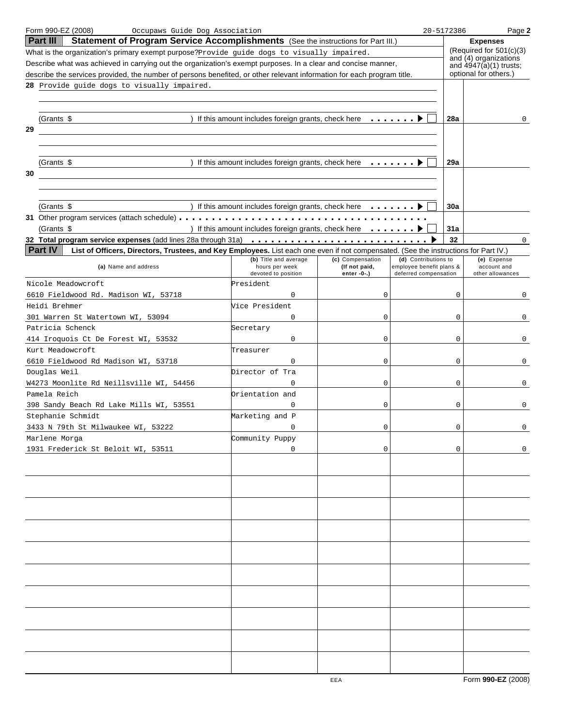Form 990-EZ (2008) Occupaws Guide Dog Association 20-5172386

## Part III Statement of Program Service Accomplishments (See the instructions for Part III.)

What is the organization's primary exempt purpose? Provide guide dogs to visually impaired.

Describe what was achieved in carrying out the organization's exempt purposes. In a clear and concise manner, describe the services provided, the number of persons benefited, or other relevant information for each program title.

**Expenses** (Required for 501(c)(3) and (4) organizations and 4947(a)(1) trusts; optional for others.)

| | Description | Line | Expenses |
|---|---|---|---|
| 28 | Provide guide dogs to visually impaired. (Grants $ ) If this amount includes foreign grants, check here ☐ | 28a | 0 |
| 29 | (Grants $ ) If this amount includes foreign grants, check here ☐ | 29a | |
| 30 | (Grants $ ) If this amount includes foreign grants, check here ☐ | 30a | |
| 31 | Other program services (attach schedule) (Grants $ ) If this amount includes foreign grants, check here ☐ | 31a | |
| 32 | **Total program service expenses** (add lines 28a through 31a) | 32 | 0 |

## Part IV List of Officers, Directors, Trustees, and Key Employees. List each one even if not compensated. (See the instructions for Part IV.)

| (a) Name and address | (b) Title and average hours per week devoted to position | (c) Compensation (If not paid, enter -0-.) | (d) Contributions to employee benefit plans & deferred compensation | (e) Expense account and other allowances |
|---|---|---|---|---|
| Nicole Meadowcroft<br>6610 Fieldwood Rd. Madison WI, 53718 | President<br>0 | 0 | 0 | 0 |
| Heidi Brehmer<br>301 Warren St Watertown WI, 53094 | Vice President<br>0 | 0 | 0 | 0 |
| Patricia Schenck<br>414 Iroquois Ct De Forest WI, 53532 | Secretary<br>0 | 0 | 0 | 0 |
| Kurt Meadowcroft<br>6610 Fieldwood Rd Madison WI, 53718 | Treasurer<br>0 | 0 | 0 | 0 |
| Douglas Weil<br>W4273 Moonlite Rd Neillsville WI, 54456 | Director of Tra<br>0 | 0 | 0 | 0 |
| Pamela Reich<br>398 Sandy Beach Rd Lake Mills WI, 53551 | Orientation and<br>0 | 0 | 0 | 0 |
| Stephanie Schmidt<br>3433 N 79th St Milwaukee WI, 53222 | Marketing and P<br>0 | 0 | 0 | 0 |
| Marlene Morga<br>1931 Frederick St Beloit WI, 53511 | Community Puppy<br>0 | 0 | 0 | 0 |

EEA

Form **990-EZ** (2008)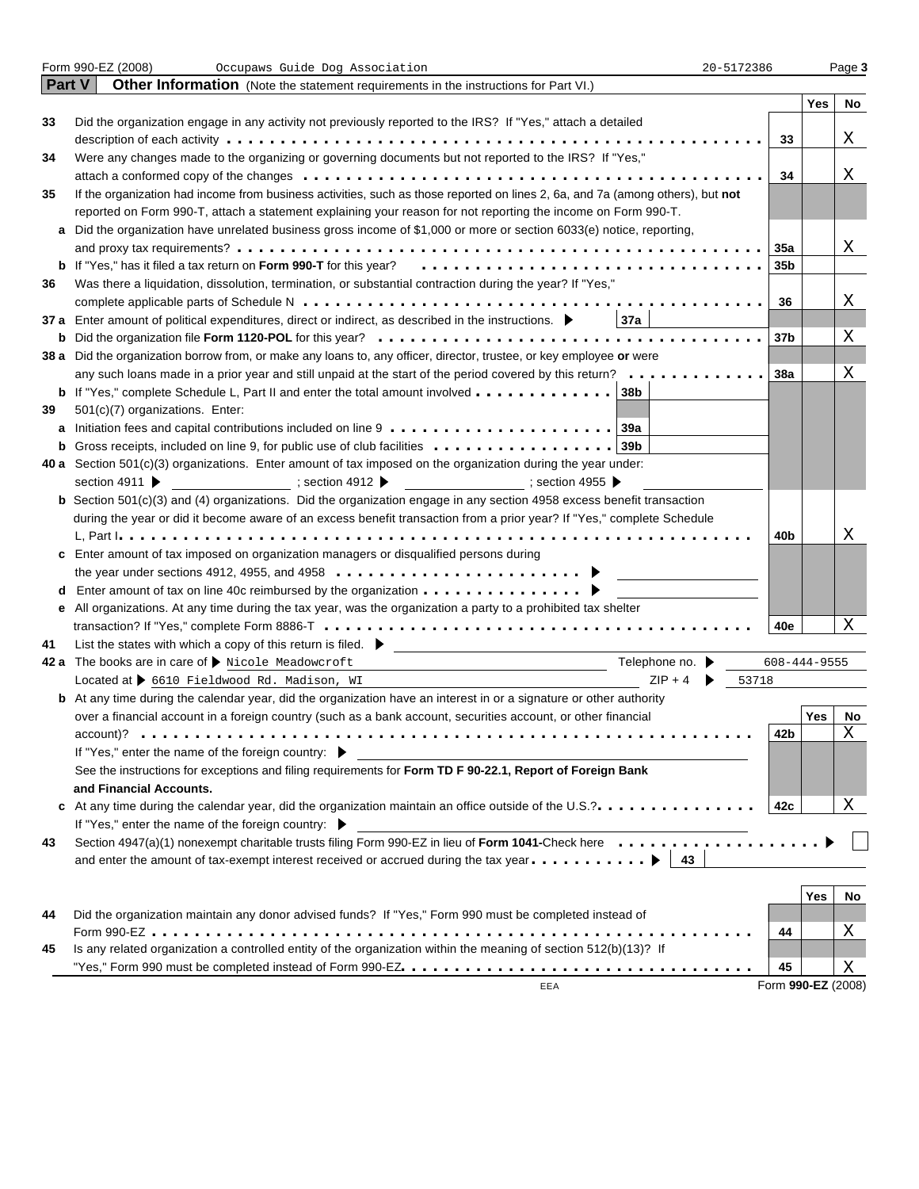Form 990-EZ (2008) Occupaws Guide Dog Association 20-5172386

## Part V Other Information (Note the statement requirements in the instructions for Part VI.)

| | | Line | Yes | No |
|---|---|---|---|---|
| 33 | Did the organization engage in any activity not previously reported to the IRS? If "Yes," attach a detailed description of each activity | 33 | | X |
| 34 | Were any changes made to the organizing or governing documents but not reported to the IRS? If "Yes," attach a conformed copy of the changes | 34 | | X |
| 35 | If the organization had income from business activities, such as those reported on lines 2, 6a, and 7a (among others), but **not** reported on Form 990-T, attach a statement explaining your reason for not reporting the income on Form 990-T. | | | |
| a | Did the organization have unrelated business gross income of $1,000 or more or section 6033(e) notice, reporting, and proxy tax requirements? | 35a | | X |
| b | If "Yes," has it filed a tax return on **Form 990-T** for this year? | 35b | | |
| 36 | Was there a liquidation, dissolution, termination, or substantial contraction during the year? If "Yes," complete applicable parts of Schedule N | 36 | | X |
| 37 a | Enter amount of political expenditures, direct or indirect, as described in the instructions. ▶ 37a | | | |
| b | Did the organization file **Form 1120-POL** for this year? | 37b | | X |
| 38 a | Did the organization borrow from, or make any loans to, any officer, director, trustee, or key employee **or** were any such loans made in a prior year and still unpaid at the start of the period covered by this return? | 38a | | X |
| b | If "Yes," complete Schedule L, Part II and enter the total amount involved 38b | | | |
| 39 | 501(c)(7) organizations. Enter: | | | |
| a | Initiation fees and capital contributions included on line 9 39a | | | |
| b | Gross receipts, included on line 9, for public use of club facilities 39b | | | |
| 40 a | Section 501(c)(3) organizations. Enter amount of tax imposed on the organization during the year under: section 4911 ▶ ; section 4912 ▶ ; section 4955 ▶ | | | |
| b | Section 501(c)(3) and (4) organizations. Did the organization engage in any section 4958 excess benefit transaction during the year or did it become aware of an excess benefit transaction from a prior year? If "Yes," complete Schedule L, Part I | 40b | | X |
| c | Enter amount of tax imposed on organization managers or disqualified persons during the year under sections 4912, 4955, and 4958 ▶ | | | |
| d | Enter amount of tax on line 40c reimbursed by the organization ▶ | | | |
| e | All organizations. At any time during the tax year, was the organization a party to a prohibited tax shelter transaction? If "Yes," complete Form 8886-T | 40e | | X |

41 List the states with which a copy of this return is filed. ▶

42 a The books are in care of ▶ Nicole Meadowcroft Telephone no. ▶ 608-444-9555

Located at ▶ 6610 Fieldwood Rd. Madison, WI ZIP + 4 ▶ 53718

| | | Line | Yes | No |
|---|---|---|---|---|
| b | At any time during the calendar year, did the organization have an interest in or a signature or other authority over a financial account in a foreign country (such as a bank account, securities account, or other financial account)? | 42b | | X |
| | If "Yes," enter the name of the foreign country: ▶ See the instructions for exceptions and filing requirements for **Form TD F 90-22.1, Report of Foreign Bank and Financial Accounts.** | | | |
| c | At any time during the calendar year, did the organization maintain an office outside of the U.S.? | 42c | | X |
| | If "Yes," enter the name of the foreign country: ▶ | | | |

43 Section 4947(a)(1) nonexempt charitable trusts filing Form 990-EZ in lieu of **Form 1041-**Check here ▶ ☐ and enter the amount of tax-exempt interest received or accrued during the tax year ▶ 43

| | | Line | Yes | No |
|---|---|---|---|---|
| 44 | Did the organization maintain any donor advised funds? If "Yes," Form 990 must be completed instead of Form 990-EZ | 44 | | X |
| 45 | Is any related organization a controlled entity of the organization within the meaning of section 512(b)(13)? If "Yes," Form 990 must be completed instead of Form 990-EZ | 45 | | X |

EEA Form **990-EZ** (2008)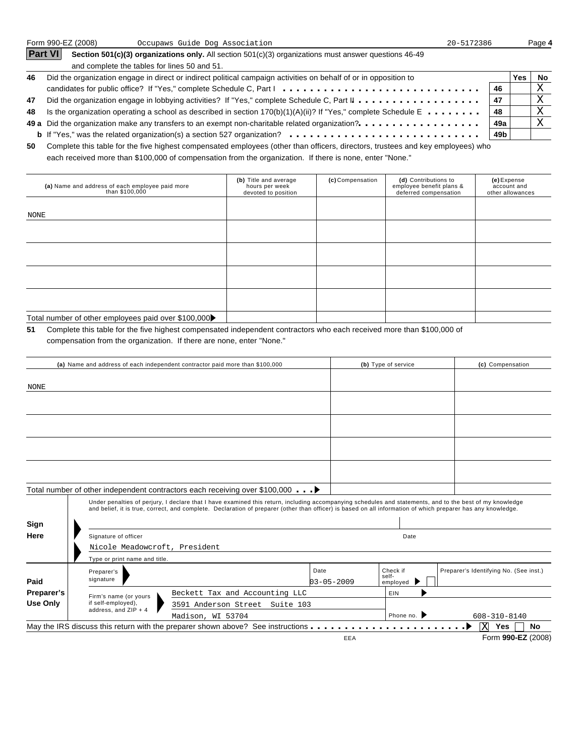Form 990-EZ (2008) Occupaws Guide Dog Association 20-5172386

## Part VI Section 501(c)(3) organizations only. All section 501(c)(3) organizations must answer questions 46-49 and complete the tables for lines 50 and 51.

| | | | Yes | No |
|---|---|---|---|---|
| 46 | Did the organization engage in direct or indirect political campaign activities on behalf of or in opposition to candidates for public office? If "Yes," complete Schedule C, Part I | 46 | | X |
| 47 | Did the organization engage in lobbying activities? If "Yes," complete Schedule C, Part II | 47 | | X |
| 48 | Is the organization operating a school as described in section 170(b)(1)(A)(ii)? If "Yes," complete Schedule E | 48 | | X |
| 49 a | Did the organization make any transfers to an exempt non-charitable related organization? | 49a | | X |
| b | If "Yes," was the related organization(s) a section 527 organization? | 49b | | |

**50** Complete this table for the five highest compensated employees (other than officers, directors, trustees and key employees) who each received more than $100,000 of compensation from the organization. If there is none, enter "None."

| (a) Name and address of each employee paid more than $100,000 | (b) Title and average hours per week devoted to position | (c) Compensation | (d) Contributions to employee benefit plans & deferred compensation | (e) Expense account and other allowances |
|---|---|---|---|---|
| NONE | | | | |
| | | | | |
| | | | | |
| | | | | |
| | | | | |
| Total number of other employees paid over $100,000 | | | | |

**51** Complete this table for the five highest compensated independent contractors who each received more than $100,000 of compensation from the organization. If there are none, enter "None."

| (a) Name and address of each independent contractor paid more than $100,000 | (b) Type of service | (c) Compensation |
|---|---|---|
| NONE | | |
| | | |
| | | |
| | | |
| | | |
| Total number of other independent contractors each receiving over $100,000 | | |

**Sign Here**

Under penalties of perjury, I declare that I have examined this return, including accompanying schedules and statements, and to the best of my knowledge and belief, it is true, correct, and complete. Declaration of preparer (other than officer) is based on all information of which preparer has any knowledge.

Signature of officer _______________ Date _______________

Nicole Meadowcroft, President

Type or print name and title.

**Paid Preparer's Use Only**

| Preparer's signature | | Date: 03-05-2009 | Check if self-employed ☐ | Preparer's Identifying No. (See inst.) |
|---|---|---|---|---|
| Firm's name (or yours if self-employed), address, and ZIP + 4 | Beckett Tax and Accounting LLC | | EIN | |
| | 3591 Anderson Street Suite 103 | | | |
| | Madison, WI 53704 | | Phone no. | 608-310-8140 |

May the IRS discuss this return with the preparer shown above? See instructions ☒ Yes ☐ No

Form **990-EZ** (2008)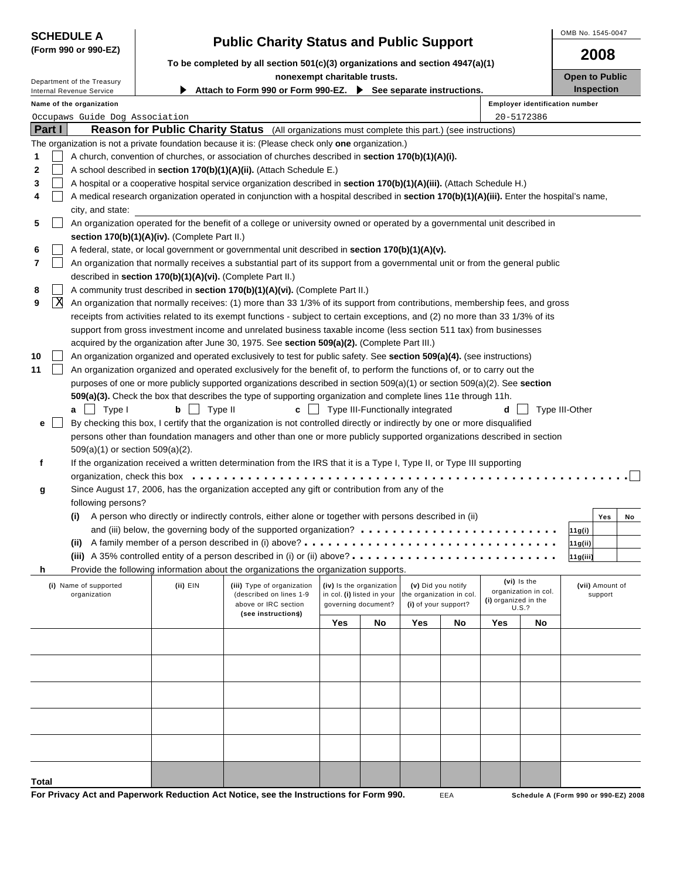**SCHEDULE A**
**(Form 990 or 990-EZ)**

Department of the Treasury
Internal Revenue Service

# Public Charity Status and Public Support

**To be completed by all section 501(c)(3) organizations and section 4947(a)(1) nonexempt charitable trusts.**

▶ **Attach to Form 990 or Form 990-EZ.** ▶ **See separate instructions.**

OMB No. 1545-0047

**2008**

**Open to Public Inspection**

| Name of the organization | Employer identification number |
|---|---|
| Occupaws Guide Dog Association | 20-5172386 |

## Part I — Reason for Public Charity Status (All organizations must complete this part.) (see instructions)

The organization is not a private foundation because it is: (Please check only **one** organization.)

1. ☐ A church, convention of churches, or association of churches described in **section 170(b)(1)(A)(i).**
2. ☐ A school described in **section 170(b)(1)(A)(ii).** (Attach Schedule E.)
3. ☐ A hospital or a cooperative hospital service organization described in **section 170(b)(1)(A)(iii).** (Attach Schedule H.)
4. ☐ A medical research organization operated in conjunction with a hospital described in **section 170(b)(1)(A)(iii).** Enter the hospital's name, city, and state:
5. ☐ An organization operated for the benefit of a college or university owned or operated by a governmental unit described in **section 170(b)(1)(A)(iv).** (Complete Part II.)
6. ☐ A federal, state, or local government or governmental unit described in **section 170(b)(1)(A)(v).**
7. ☐ An organization that normally receives a substantial part of its support from a governmental unit or from the general public described in **section 170(b)(1)(A)(vi).** (Complete Part II.)
8. ☐ A community trust described in **section 170(b)(1)(A)(vi).** (Complete Part II.)
9. ☒ An organization that normally receives: (1) more than 33 1/3% of its support from contributions, membership fees, and gross receipts from activities related to its exempt functions - subject to certain exceptions, and (2) no more than 33 1/3% of its support from gross investment income and unrelated business taxable income (less section 511 tax) from businesses acquired by the organization after June 30, 1975. See **section 509(a)(2).** (Complete Part III.)
10. ☐ An organization organized and operated exclusively to test for public safety. See **section 509(a)(4).** (see instructions)
11. ☐ An organization organized and operated exclusively for the benefit of, to perform the functions of, or to carry out the purposes of one or more publicly supported organizations described in section 509(a)(1) or section 509(a)(2). See **section 509(a)(3).** Check the box that describes the type of supporting organization and complete lines 11e through 11h.
   **a** ☐ Type I **b** ☐ Type II **c** ☐ Type III-Functionally integrated **d** ☐ Type III-Other

**e** ☐ By checking this box, I certify that the organization is not controlled directly or indirectly by one or more disqualified persons other than foundation managers and other than one or more publicly supported organizations described in section 509(a)(1) or section 509(a)(2).

**f** If the organization received a written determination from the IRS that it is a Type I, Type II, or Type III supporting organization, check this box . . . ☐

**g** Since August 17, 2006, has the organization accepted any gift or contribution from any of the following persons?

| | | Yes | No |
|---|---|---|---|
| **(i)** A person who directly or indirectly controls, either alone or together with persons described in (ii) and (iii) below, the governing body of the supported organization? | 11g(i) | | |
| **(ii)** A family member of a person described in (i) above? | 11g(ii) | | |
| **(iii)** A 35% controlled entity of a person described in (i) or (ii) above? | 11g(iii) | | |

**h** Provide the following information about the organizations the organization supports.

| (i) Name of supported organization | (ii) EIN | (iii) Type of organization (described on lines 1-9 above or IRC section (see instructions)) | (iv) Is the organization in col. (i) listed in your governing document? Yes | No | (v) Did you notify the organization in col. (i) of your support? Yes | No | (vi) Is the organization in col. (i) organized in the U.S.? Yes | No | (vii) Amount of support |
|---|---|---|---|---|---|---|---|---|---|
| | | | | | | | | | |
| | | | | | | | | | |
| | | | | | | | | | |
| | | | | | | | | | |
| | | | | | | | | | |
| **Total** | | | | | | | | | |

**For Privacy Act and Paperwork Reduction Act Notice, see the Instructions for Form 990.** EEA **Schedule A (Form 990 or 990-EZ) 2008**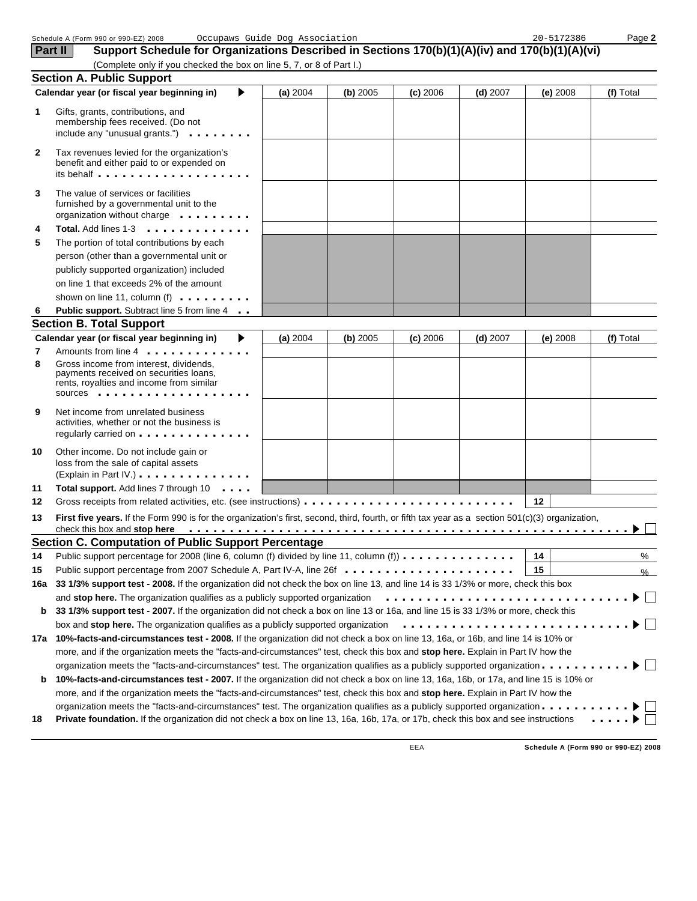Schedule A (Form 990 or 990-EZ) 2008 Occupaws Guide Dog Association 20-5172386 Page **2**

## Part II Support Schedule for Organizations Described in Sections 170(b)(1)(A)(iv) and 170(b)(1)(A)(vi)

(Complete only if you checked the box on line 5, 7, or 8 of Part I.)

### Section A. Public Support

| Calendar year (or fiscal year beginning in) ▶ | (a) 2004 | (b) 2005 | (c) 2006 | (d) 2007 | (e) 2008 | (f) Total |
|---|---|---|---|---|---|---|
| **1** Gifts, grants, contributions, and membership fees received. (Do not include any "unusual grants.") | | | | | | |
| **2** Tax revenues levied for the organization's benefit and either paid to or expended on its behalf | | | | | | |
| **3** The value of services or facilities furnished by a governmental unit to the organization without charge | | | | | | |
| **4** **Total.** Add lines 1-3 | | | | | | |
| **5** The portion of total contributions by each person (other than a governmental unit or publicly supported organization) included on line 1 that exceeds 2% of the amount shown on line 11, column (f) | | | | | | |
| **6** **Public support.** Subtract line 5 from line 4 | | | | | | |

### Section B. Total Support

| Calendar year (or fiscal year beginning in) ▶ | (a) 2004 | (b) 2005 | (c) 2006 | (d) 2007 | (e) 2008 | (f) Total |
|---|---|---|---|---|---|---|
| **7** Amounts from line 4 | | | | | | |
| **8** Gross income from interest, dividends, payments received on securities loans, rents, royalties and income from similar sources | | | | | | |
| **9** Net income from unrelated business activities, whether or not the business is regularly carried on | | | | | | |
| **10** Other income. Do not include gain or loss from the sale of capital assets (Explain in Part IV.) | | | | | | |
| **11** **Total support.** Add lines 7 through 10 | | | | | | |

**12** Gross receipts from related activities, etc. (see instructions) **12**

**13** **First five years.** If the Form 990 is for the organization's first, second, third, fourth, or fifth tax year as a section 501(c)(3) organization, check this box and **stop here** ▶ ☐

### Section C. Computation of Public Support Percentage

**14** Public support percentage for 2008 (line 6, column (f) divided by line 11, column (f)) **14** %

**15** Public support percentage from 2007 Schedule A, Part IV-A, line 26f **15** %

**16a** **33 1/3% support test - 2008.** If the organization did not check the box on line 13, and line 14 is 33 1/3% or more, check this box and **stop here.** The organization qualifies as a publicly supported organization ▶ ☐

**b** **33 1/3% support test - 2007.** If the organization did not check a box on line 13 or 16a, and line 15 is 33 1/3% or more, check this box and **stop here.** The organization qualifies as a publicly supported organization ▶ ☐

**17a** **10%-facts-and-circumstances test - 2008.** If the organization did not check a box on line 13, 16a, or 16b, and line 14 is 10% or more, and if the organization meets the "facts-and-circumstances" test, check this box and **stop here.** Explain in Part IV how the organization meets the "facts-and-circumstances" test. The organization qualifies as a publicly supported organization ▶ ☐

**b** **10%-facts-and-circumstances test - 2007.** If the organization did not check a box on line 13, 16a, 16b, or 17a, and line 15 is 10% or more, and if the organization meets the "facts-and-circumstances" test, check this box and **stop here.** Explain in Part IV how the organization meets the "facts-and-circumstances" test. The organization qualifies as a publicly supported organization ▶ ☐

**18** **Private foundation.** If the organization did not check a box on line 13, 16a, 16b, 17a, or 17b, check this box and see instructions ▶ ☐

EEA **Schedule A (Form 990 or 990-EZ) 2008**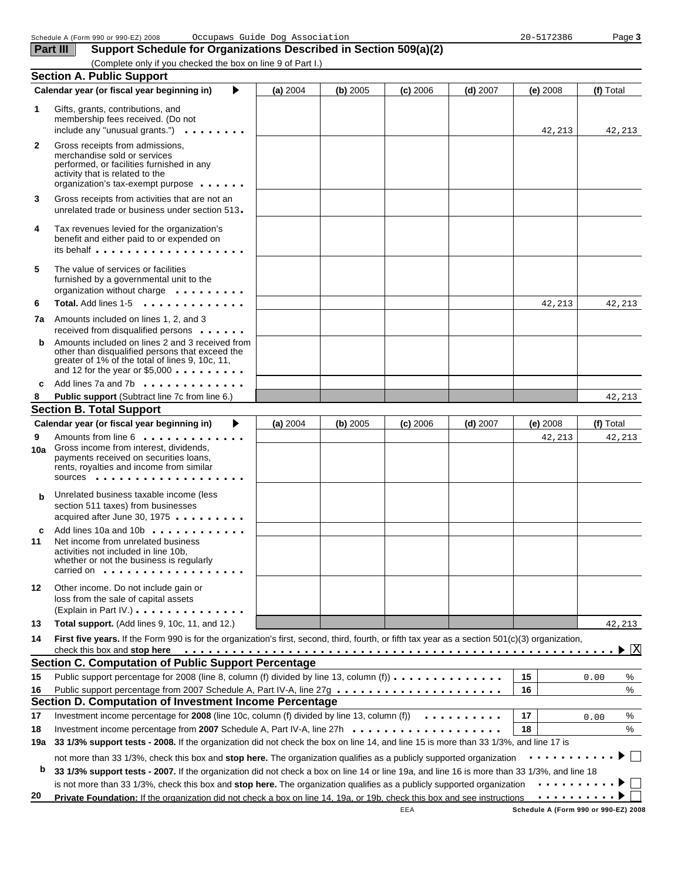Schedule A (Form 990 or 990-EZ) 2008 Occupaws Guide Dog Association 20-5172386

## Part III Support Schedule for Organizations Described in Section 509(a)(2)

(Complete only if you checked the box on line 9 of Part I.)

### Section A. Public Support

| | Calendar year (or fiscal year beginning in) ▶ | (a) 2004 | (b) 2005 | (c) 2006 | (d) 2007 | (e) 2008 | (f) Total |
|---|---|---|---|---|---|---|---|
| 1 | Gifts, grants, contributions, and membership fees received. (Do not include any "unusual grants.") | | | | | 42,213 | 42,213 |
| 2 | Gross receipts from admissions, merchandise sold or services performed, or facilities furnished in any activity that is related to the organization's tax-exempt purpose | | | | | | |
| 3 | Gross receipts from activities that are not an unrelated trade or business under section 513 | | | | | | |
| 4 | Tax revenues levied for the organization's benefit and either paid to or expended on its behalf | | | | | | |
| 5 | The value of services or facilities furnished by a governmental unit to the organization without charge | | | | | | |
| 6 | **Total.** Add lines 1-5 | | | | | 42,213 | 42,213 |
| 7a | Amounts included on lines 1, 2, and 3 received from disqualified persons | | | | | | |
| b | Amounts included on lines 2 and 3 received from other than disqualified persons that exceed the greater of 1% of the total of lines 9, 10c, 11, and 12 for the year or $5,000 | | | | | | |
| c | Add lines 7a and 7b | | | | | | |
| 8 | **Public support** (Subtract line 7c from line 6.) | | | | | | 42,213 |

### Section B. Total Support

| | Calendar year (or fiscal year beginning in) ▶ | (a) 2004 | (b) 2005 | (c) 2006 | (d) 2007 | (e) 2008 | (f) Total |
|---|---|---|---|---|---|---|---|
| 9 | Amounts from line 6 | | | | | 42,213 | 42,213 |
| 10a | Gross income from interest, dividends, payments received on securities loans, rents, royalties and income from similar sources | | | | | | |
| b | Unrelated business taxable income (less section 511 taxes) from businesses acquired after June 30, 1975 | | | | | | |
| c | Add lines 10a and 10b | | | | | | |
| 11 | Net income from unrelated business activities not included in line 10b, whether or not the business is regularly carried on | | | | | | |
| 12 | Other income. Do not include gain or loss from the sale of capital assets (Explain in Part IV.) | | | | | | |
| 13 | **Total support.** (Add lines 9, 10c, 11, and 12.) | | | | | | 42,213 |

14 **First five years.** If the Form 990 is for the organization's first, second, third, fourth, or fifth tax year as a section 501(c)(3) organization, check this box and **stop here** ▶ [X]

### Section C. Computation of Public Support Percentage

| | | | |
|---|---|---|---|
| 15 | Public support percentage for 2008 (line 8, column (f) divided by line 13, column (f)) | 15 | 0.00 % |
| 16 | Public support percentage from 2007 Schedule A, Part IV-A, line 27g | 16 | % |

### Section D. Computation of Investment Income Percentage

| | | | |
|---|---|---|---|
| 17 | Investment income percentage for **2008** (line 10c, column (f) divided by line 13, column (f)) | 17 | 0.00 % |
| 18 | Investment income percentage from **2007** Schedule A, Part IV-A, line 27h | 18 | % |

19a **33 1/3% support tests - 2008.** If the organization did not check the box on line 14, and line 15 is more than 33 1/3%, and line 17 is not more than 33 1/3%, check this box and **stop here.** The organization qualifies as a publicly supported organization ▶ [ ]

b **33 1/3% support tests - 2007.** If the organization did not check a box on line 14 or line 19a, and line 16 is more than 33 1/3%, and line 18 is not more than 33 1/3%, check this box and **stop here.** The organization qualifies as a publicly supported organization ▶ [ ]

20 **Private Foundation:** If the organization did not check a box on line 14, 19a, or 19b, check this box and see instructions ▶ [ ]

EEA Schedule A (Form 990 or 990-EZ) 2008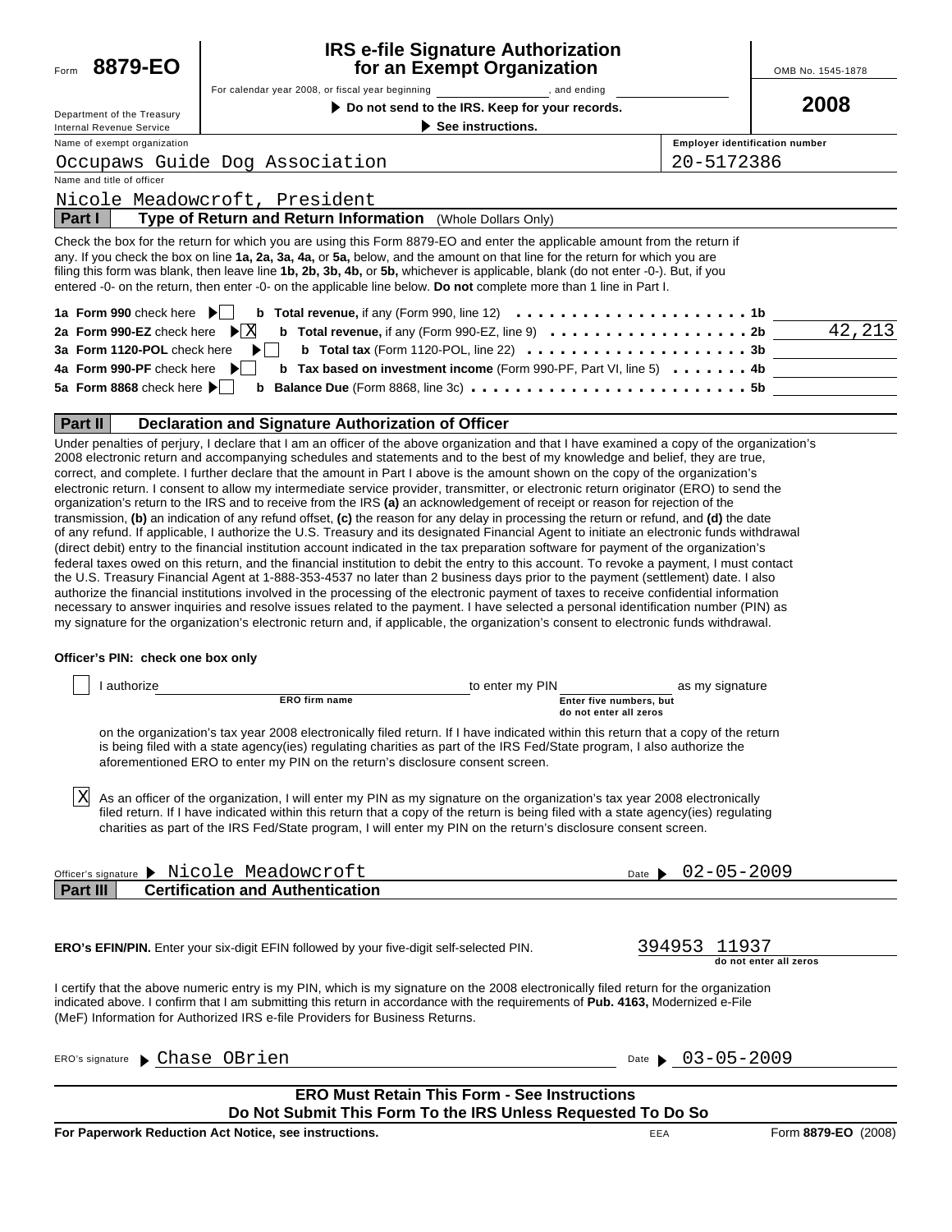Form **8879-EO**

Department of the Treasury
Internal Revenue Service

# IRS e-file Signature Authorization for an Exempt Organization

For calendar year 2008, or fiscal year beginning \_\_\_\_\_\_\_\_\_\_, and ending \_\_\_\_\_\_\_\_\_\_

▶ **Do not send to the IRS. Keep for your records.**

▶ **See instructions.**

OMB No. 1545-1878

**2008**

| Name of exempt organization | Employer identification number |
|---|---|
| Occupaws Guide Dog Association | 20-5172386 |

Name and title of officer

Nicole Meadowcroft, President

## Part I — Type of Return and Return Information (Whole Dollars Only)

Check the box for the return for which you are using this Form 8879-EO and enter the applicable amount from the return if any. If you check the box on line **1a, 2a, 3a, 4a,** or **5a,** below, and the amount on that line for the return for which you are filing this form was blank, then leave line **1b, 2b, 3b, 4b,** or **5b,** whichever is applicable, blank (do not enter -0-). But, if you entered -0- on the return, then enter -0- on the applicable line below. **Do not** complete more than 1 line in Part I.

| | | | |
|---|---|---|---|
| **1a Form 990** check here ▶ ☐ | **b Total revenue,** if any (Form 990, line 12) | **1b** | |
| **2a Form 990-EZ** check here ▶ ☒ | **b Total revenue,** if any (Form 990-EZ, line 9) | **2b** | 42,213 |
| **3a Form 1120-POL** check here ▶ ☐ | **b Total tax** (Form 1120-POL, line 22) | **3b** | |
| **4a Form 990-PF** check here ▶ ☐ | **b Tax based on investment income** (Form 990-PF, Part VI, line 5) | **4b** | |
| **5a Form 8868** check here ▶ ☐ | **b Balance Due** (Form 8868, line 3c) | **5b** | |

## Part II — Declaration and Signature Authorization of Officer

Under penalties of perjury, I declare that I am an officer of the above organization and that I have examined a copy of the organization's 2008 electronic return and accompanying schedules and statements and to the best of my knowledge and belief, they are true, correct, and complete. I further declare that the amount in Part I above is the amount shown on the copy of the organization's electronic return. I consent to allow my intermediate service provider, transmitter, or electronic return originator (ERO) to send the organization's return to the IRS and to receive from the IRS **(a)** an acknowledgement of receipt or reason for rejection of the transmission, **(b)** an indication of any refund offset, **(c)** the reason for any delay in processing the return or refund, and **(d)** the date of any refund. If applicable, I authorize the U.S. Treasury and its designated Financial Agent to initiate an electronic funds withdrawal (direct debit) entry to the financial institution account indicated in the tax preparation software for payment of the organization's federal taxes owed on this return, and the financial institution to debit the entry to this account. To revoke a payment, I must contact the U.S. Treasury Financial Agent at 1-888-353-4537 no later than 2 business days prior to the payment (settlement) date. I also authorize the financial institutions involved in the processing of the electronic payment of taxes to receive confidential information necessary to answer inquiries and resolve issues related to the payment. I have selected a personal identification number (PIN) as my signature for the organization's electronic return and, if applicable, the organization's consent to electronic funds withdrawal.

**Officer's PIN: check one box only**

☐ I authorize \_\_\_\_\_\_\_\_\_\_\_\_\_\_\_\_ (ERO firm name) to enter my PIN \_\_\_\_\_\_\_\_ (Enter five numbers, but do not enter all zeros) as my signature on the organization's tax year 2008 electronically filed return. If I have indicated within this return that a copy of the return is being filed with a state agency(ies) regulating charities as part of the IRS Fed/State program, I also authorize the aforementioned ERO to enter my PIN on the return's disclosure consent screen.

☒ As an officer of the organization, I will enter my PIN as my signature on the organization's tax year 2008 electronically filed return. If I have indicated within this return that a copy of the return is being filed with a state agency(ies) regulating charities as part of the IRS Fed/State program, I will enter my PIN on the return's disclosure consent screen.

Officer's signature ▶ Nicole Meadowcroft Date ▶ 02-05-2009

## Part III — Certification and Authentication

**ERO's EFIN/PIN.** Enter your six-digit EFIN followed by your five-digit self-selected PIN. 394953 11937 (do not enter all zeros)

I certify that the above numeric entry is my PIN, which is my signature on the 2008 electronically filed return for the organization indicated above. I confirm that I am submitting this return in accordance with the requirements of **Pub. 4163,** Modernized e-File (MeF) Information for Authorized IRS e-file Providers for Business Returns.

ERO's signature ▶ Chase OBrien Date ▶ 03-05-2009

**ERO Must Retain This Form - See Instructions**
**Do Not Submit This Form To the IRS Unless Requested To Do So**

**For Paperwork Reduction Act Notice, see instructions.** EEA Form **8879-EO** (2008)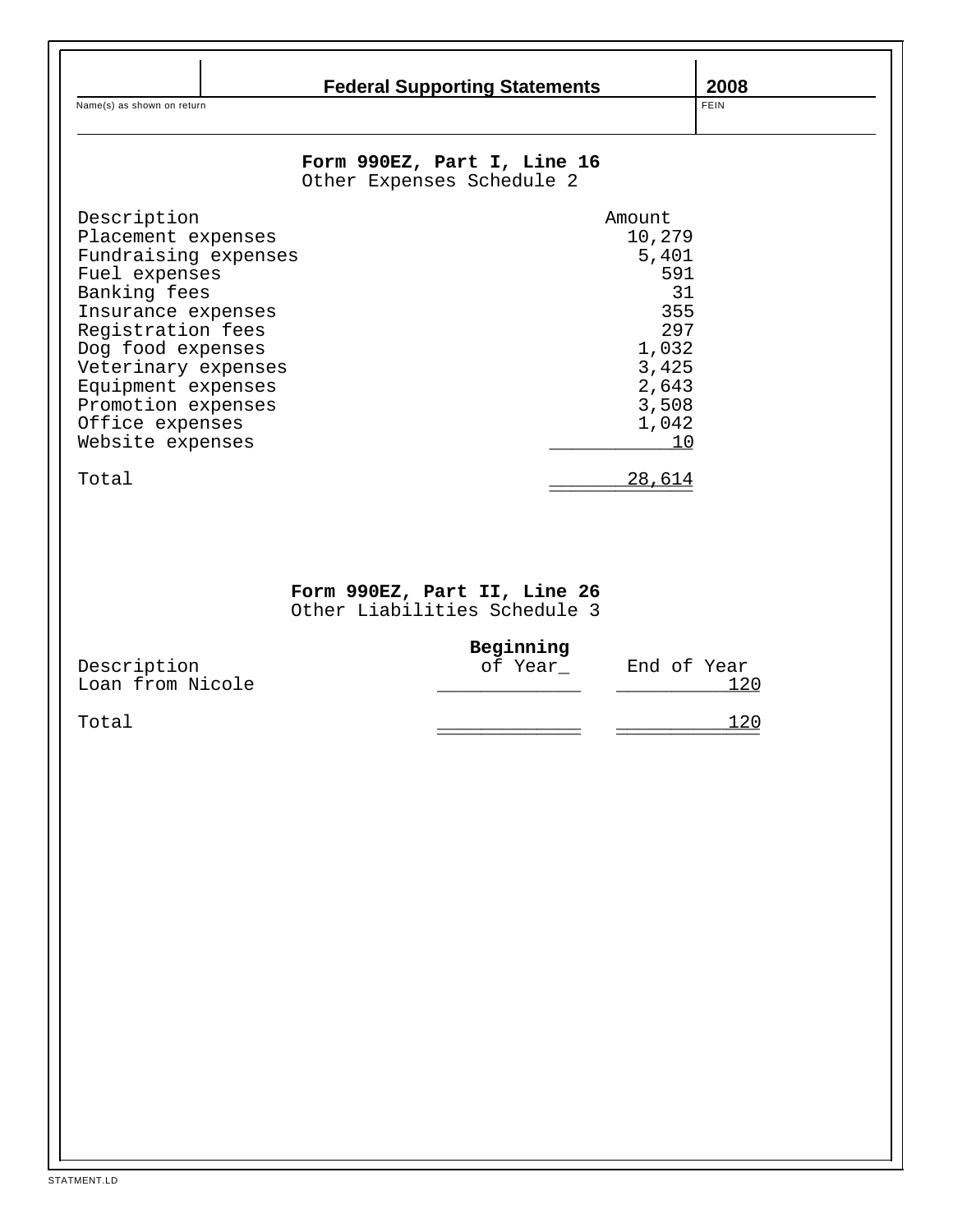**Federal Supporting Statements** **2008**

Name(s) as shown on return | FEIN

## Form 990EZ, Part I, Line 16
Other Expenses Schedule 2

| Description | Amount |
|---|---|
| Placement expenses | 10,279 |
| Fundraising expenses | 5,401 |
| Fuel expenses | 591 |
| Banking fees | 31 |
| Insurance expenses | 355 |
| Registration fees | 297 |
| Dog food expenses | 1,032 |
| Veterinary expenses | 3,425 |
| Equipment expenses | 2,643 |
| Promotion expenses | 3,508 |
| Office expenses | 1,042 |
| Website expenses | 10 |
| Total | 28,614 |

## Form 990EZ, Part II, Line 26
Other Liabilities Schedule 3

| Description | Beginning of Year | End of Year |
|---|---|---|
| Loan from Nicole | | 120 |
| Total | | 120 |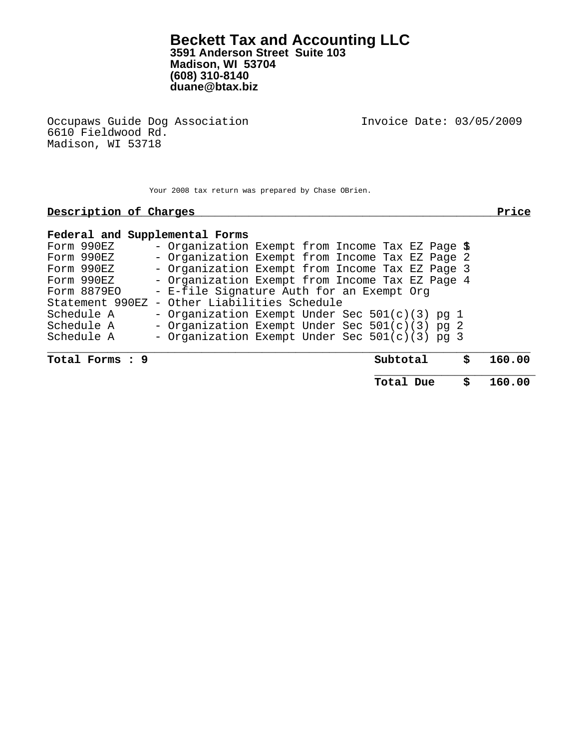# Beckett Tax and Accounting LLC

**3591 Anderson Street Suite 103**
**Madison, WI 53704**
**(608) 310-8140**
**duane@btax.biz**

Occupaws Guide Dog Association
6610 Fieldwood Rd.
Madison, WI 53718

Invoice Date: 03/05/2009

Your 2008 tax return was prepared by Chase OBrien.

| Description of Charges | | Price |
|---|---|---|
| **Federal and Supplemental Forms** | | |
| Form 990EZ | - Organization Exempt from Income Tax EZ Page 1 | $ |
| Form 990EZ | - Organization Exempt from Income Tax EZ Page 2 | |
| Form 990EZ | - Organization Exempt from Income Tax EZ Page 3 | |
| Form 990EZ | - Organization Exempt from Income Tax EZ Page 4 | |
| Form 8879EO | - E-file Signature Auth for an Exempt Org | |
| Statement 990EZ | - Other Liabilities Schedule | |
| Schedule A | - Organization Exempt Under Sec 501(c)(3) pg 1 | |
| Schedule A | - Organization Exempt Under Sec 501(c)(3) pg 2 | |
| Schedule A | - Organization Exempt Under Sec 501(c)(3) pg 3 | |
| **Total Forms : 9** | **Subtotal** | **$ 160.00** |
| | **Total Due** | **$ 160.00** |